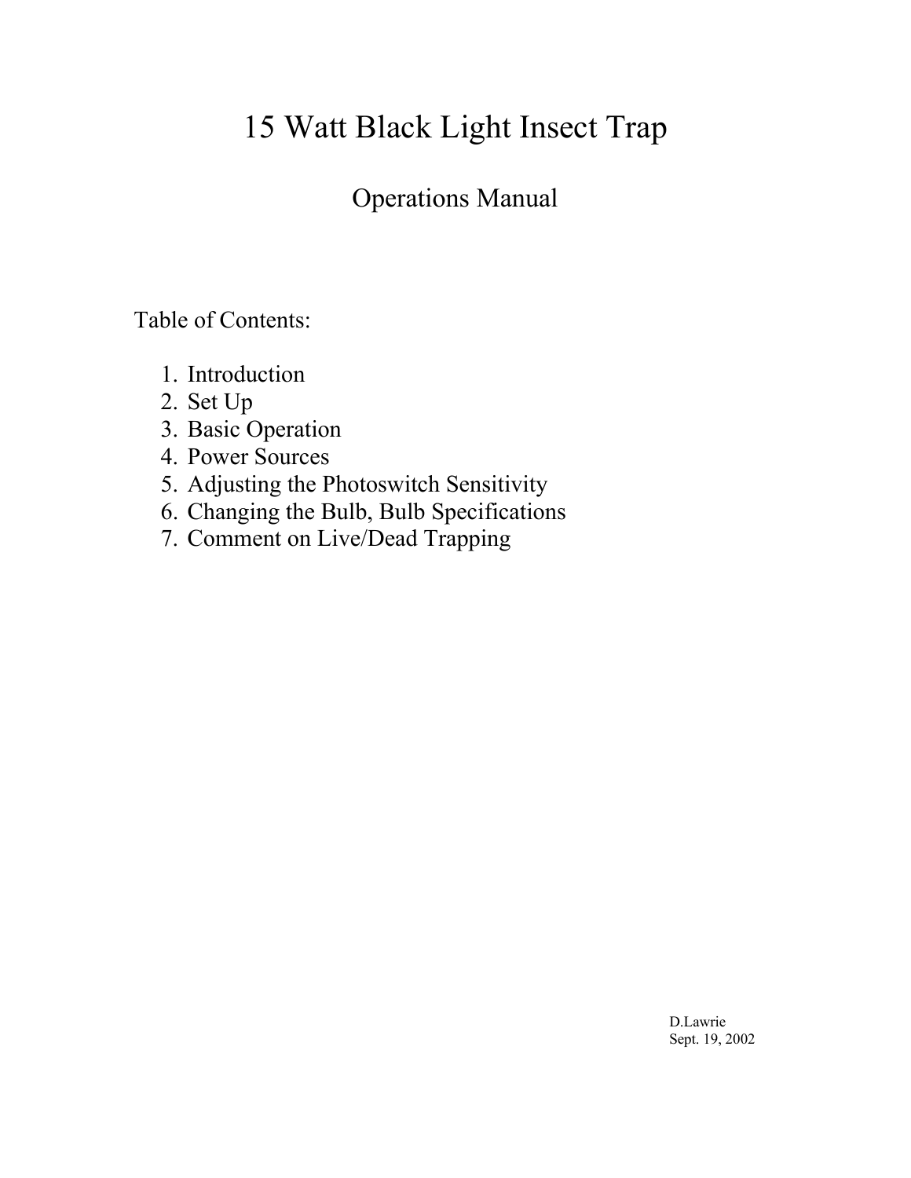# 15 Watt Black Light Insect Trap

## Operations Manual

Table of Contents:

1. Introduction
2. Set Up
3. Basic Operation
4. Power Sources
5. Adjusting the Photoswitch Sensitivity
6. Changing the Bulb, Bulb Specifications
7. Comment on Live/Dead Trapping

D.Lawrie
Sept. 19, 2002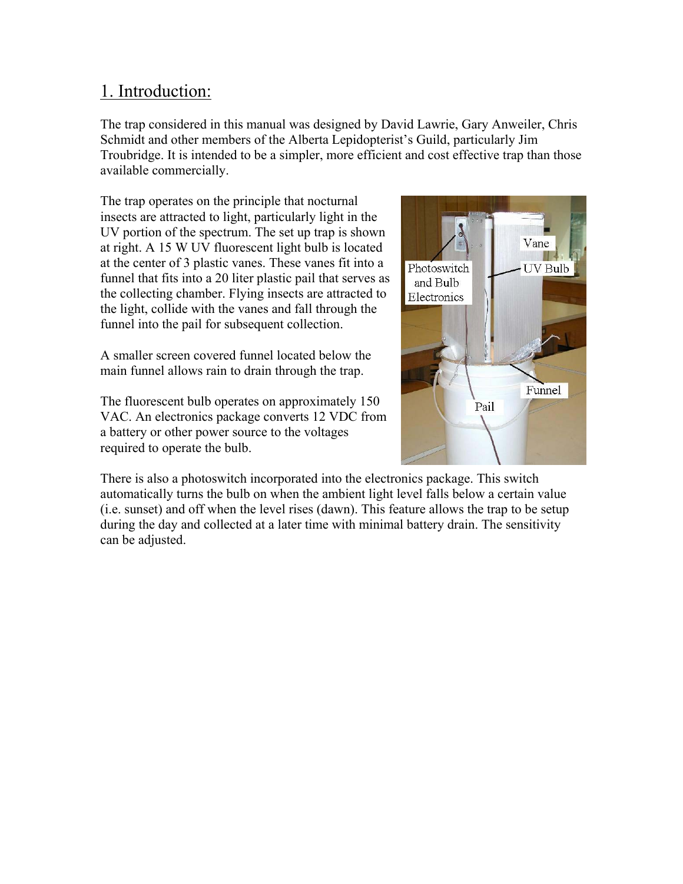## 1. Introduction:

The trap considered in this manual was designed by David Lawrie, Gary Anweiler, Chris Schmidt and other members of the Alberta Lepidopterist's Guild, particularly Jim Troubridge. It is intended to be a simpler, more efficient and cost effective trap than those available commercially.

The trap operates on the principle that nocturnal insects are attracted to light, particularly light in the UV portion of the spectrum. The set up trap is shown at right. A 15 W UV fluorescent light bulb is located at the center of 3 plastic vanes. These vanes fit into a funnel that fits into a 20 liter plastic pail that serves as the collecting chamber. Flying insects are attracted to the light, collide with the vanes and fall through the funnel into the pail for subsequent collection.

A smaller screen covered funnel located below the main funnel allows rain to drain through the trap.

The fluorescent bulb operates on approximately 150 VAC. An electronics package converts 12 VDC from a battery or other power source to the voltages required to operate the bulb.

There is also a photoswitch incorporated into the electronics package. This switch automatically turns the bulb on when the ambient light level falls below a certain value (i.e. sunset) and off when the level rises (dawn). This feature allows the trap to be setup during the day and collected at a later time with minimal battery drain. The sensitivity can be adjusted.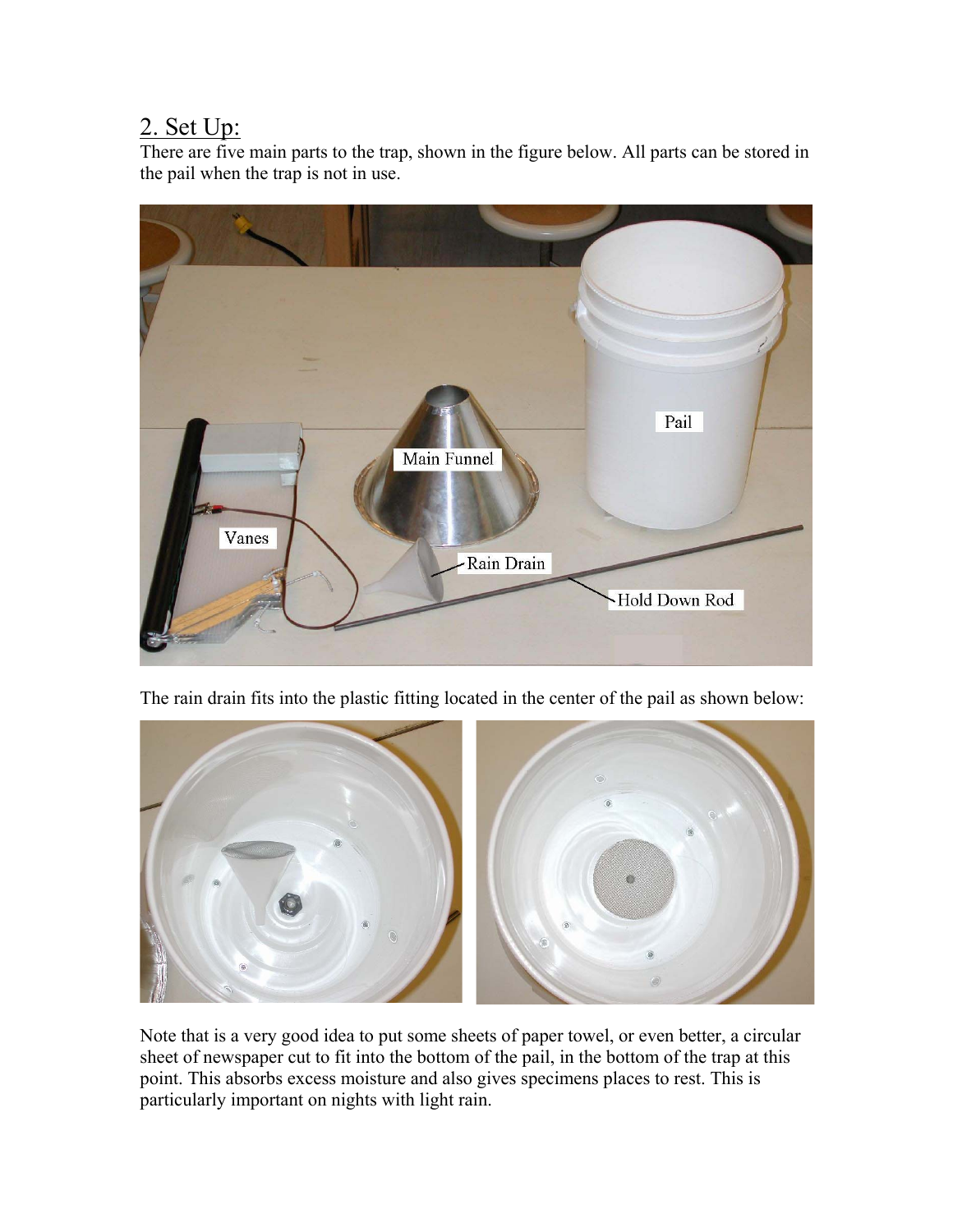## 2. Set Up:

There are five main parts to the trap, shown in the figure below. All parts can be stored in the pail when the trap is not in use.

The rain drain fits into the plastic fitting located in the center of the pail as shown below:

Note that is a very good idea to put some sheets of paper towel, or even better, a circular sheet of newspaper cut to fit into the bottom of the pail, in the bottom of the trap at this point. This absorbs excess moisture and also gives specimens places to rest. This is particularly important on nights with light rain.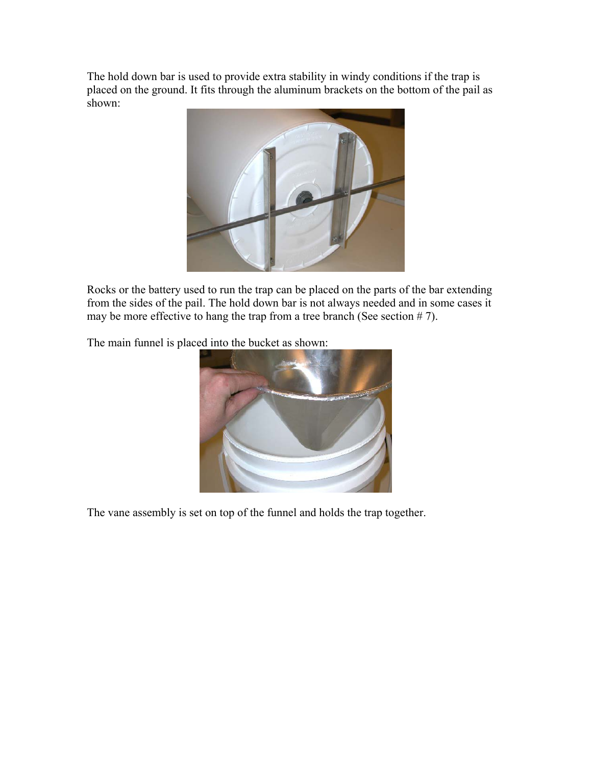The hold down bar is used to provide extra stability in windy conditions if the trap is placed on the ground. It fits through the aluminum brackets on the bottom of the pail as shown:

Rocks or the battery used to run the trap can be placed on the parts of the bar extending from the sides of the pail. The hold down bar is not always needed and in some cases it may be more effective to hang the trap from a tree branch (See section # 7).

The main funnel is placed into the bucket as shown:

The vane assembly is set on top of the funnel and holds the trap together.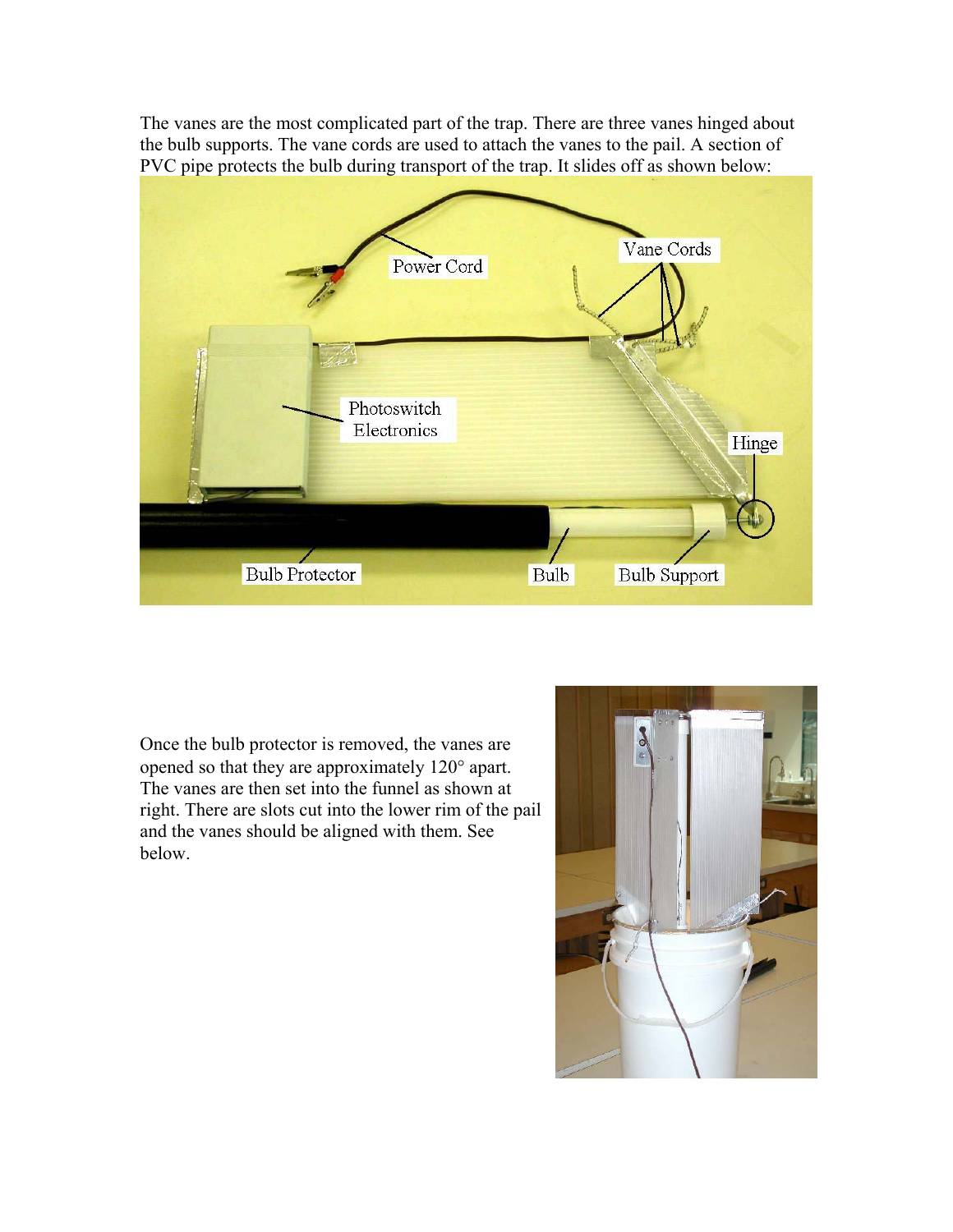The vanes are the most complicated part of the trap. There are three vanes hinged about the bulb supports. The vane cords are used to attach the vanes to the pail. A section of PVC pipe protects the bulb during transport of the trap. It slides off as shown below:

Once the bulb protector is removed, the vanes are opened so that they are approximately 120° apart. The vanes are then set into the funnel as shown at right. There are slots cut into the lower rim of the pail and the vanes should be aligned with them. See below.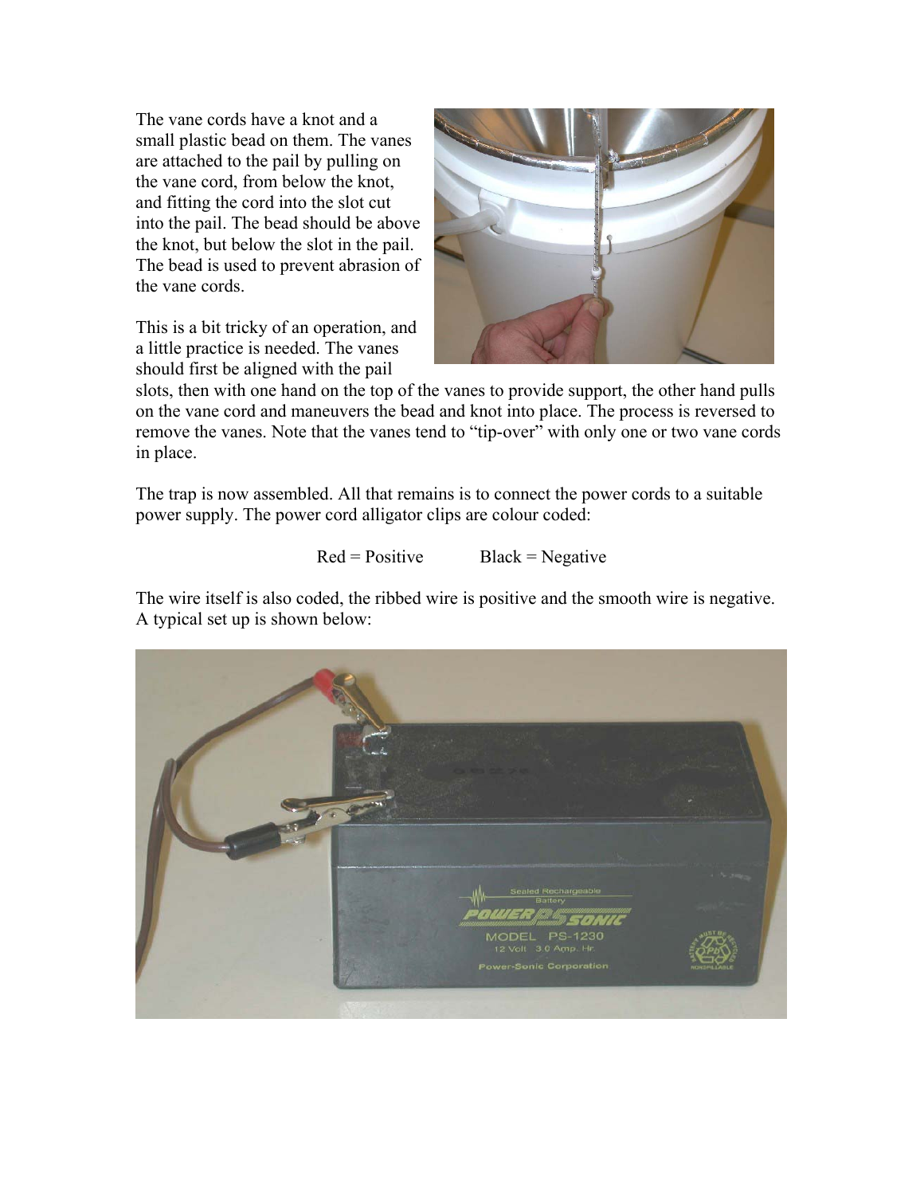The vane cords have a knot and a small plastic bead on them. The vanes are attached to the pail by pulling on the vane cord, from below the knot, and fitting the cord into the slot cut into the pail. The bead should be above the knot, but below the slot in the pail. The bead is used to prevent abrasion of the vane cords.

This is a bit tricky of an operation, and a little practice is needed. The vanes should first be aligned with the pail slots, then with one hand on the top of the vanes to provide support, the other hand pulls on the vane cord and maneuvers the bead and knot into place. The process is reversed to remove the vanes. Note that the vanes tend to "tip-over" with only one or two vane cords in place.

The trap is now assembled. All that remains is to connect the power cords to a suitable power supply. The power cord alligator clips are colour coded:

Red = Positive    Black = Negative

The wire itself is also coded, the ribbed wire is positive and the smooth wire is negative. A typical set up is shown below: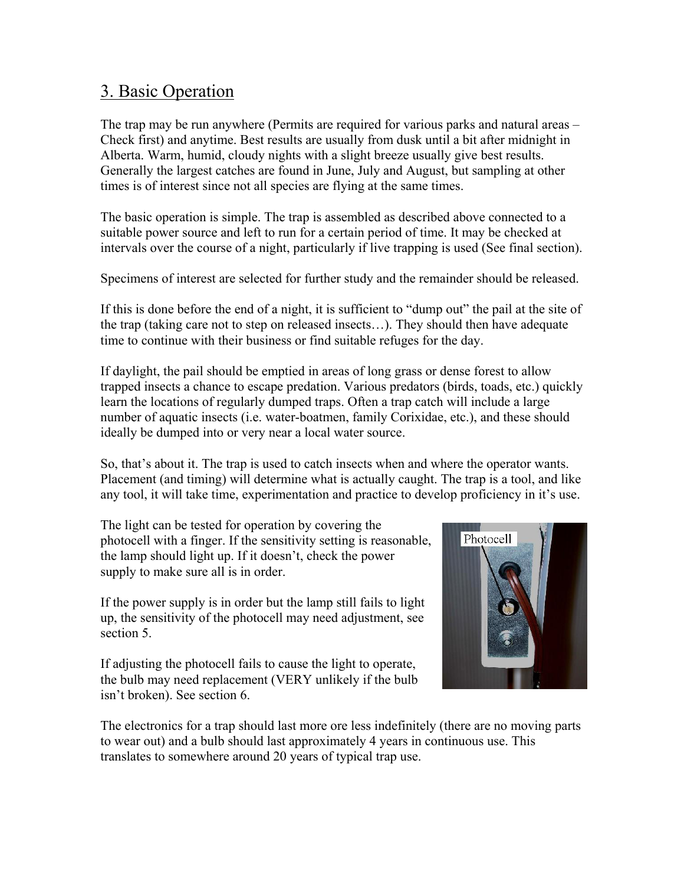## 3. Basic Operation

The trap may be run anywhere (Permits are required for various parks and natural areas – Check first) and anytime. Best results are usually from dusk until a bit after midnight in Alberta. Warm, humid, cloudy nights with a slight breeze usually give best results. Generally the largest catches are found in June, July and August, but sampling at other times is of interest since not all species are flying at the same times.

The basic operation is simple. The trap is assembled as described above connected to a suitable power source and left to run for a certain period of time. It may be checked at intervals over the course of a night, particularly if live trapping is used (See final section).

Specimens of interest are selected for further study and the remainder should be released.

If this is done before the end of a night, it is sufficient to "dump out" the pail at the site of the trap (taking care not to step on released insects…). They should then have adequate time to continue with their business or find suitable refuges for the day.

If daylight, the pail should be emptied in areas of long grass or dense forest to allow trapped insects a chance to escape predation. Various predators (birds, toads, etc.) quickly learn the locations of regularly dumped traps. Often a trap catch will include a large number of aquatic insects (i.e. water-boatmen, family Corixidae, etc.), and these should ideally be dumped into or very near a local water source.

So, that's about it. The trap is used to catch insects when and where the operator wants. Placement (and timing) will determine what is actually caught. The trap is a tool, and like any tool, it will take time, experimentation and practice to develop proficiency in it's use.

The light can be tested for operation by covering the photocell with a finger. If the sensitivity setting is reasonable, the lamp should light up. If it doesn't, check the power supply to make sure all is in order.

If the power supply is in order but the lamp still fails to light up, the sensitivity of the photocell may need adjustment, see section 5.

If adjusting the photocell fails to cause the light to operate, the bulb may need replacement (VERY unlikely if the bulb isn't broken). See section 6.

The electronics for a trap should last more ore less indefinitely (there are no moving parts to wear out) and a bulb should last approximately 4 years in continuous use. This translates to somewhere around 20 years of typical trap use.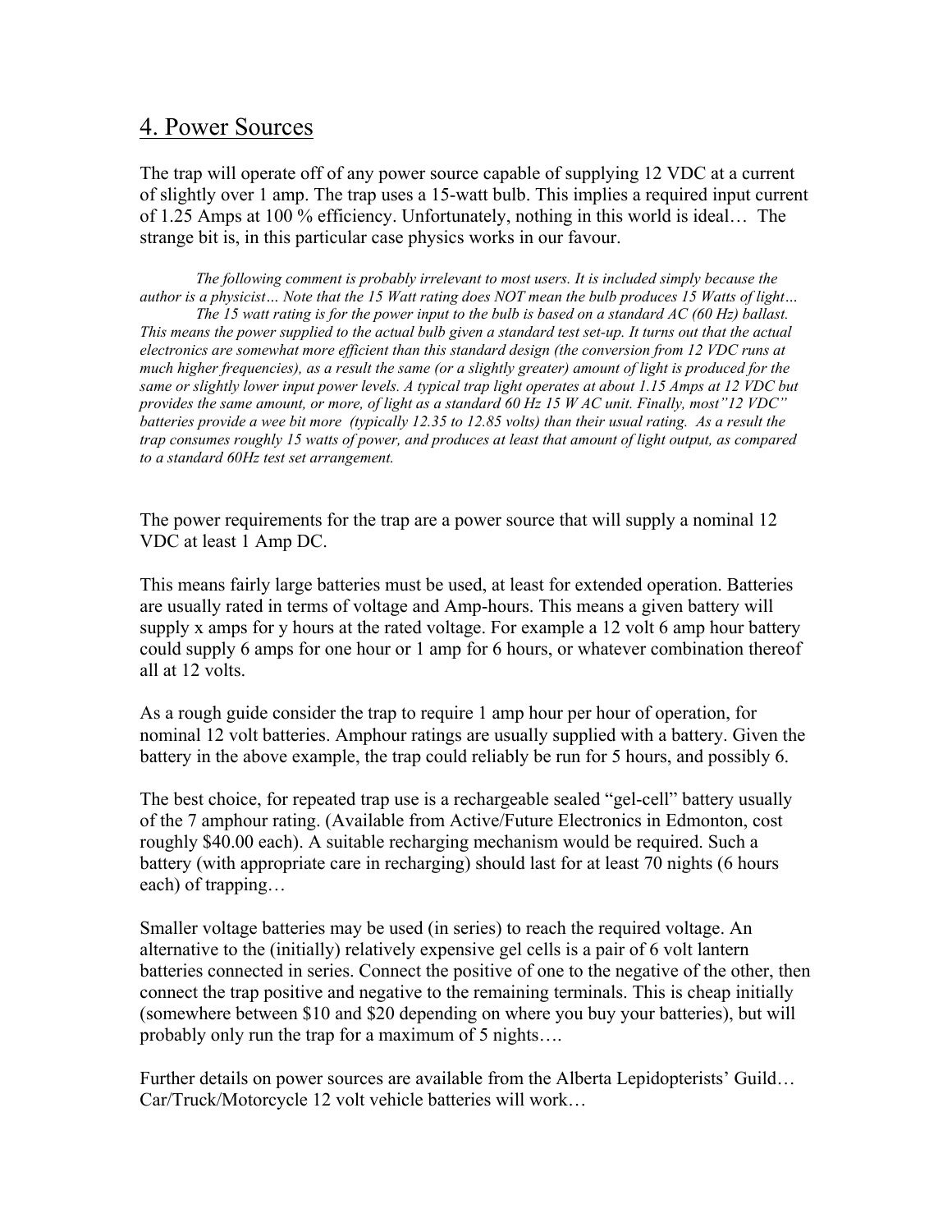## 4. Power Sources

The trap will operate off of any power source capable of supplying 12 VDC at a current of slightly over 1 amp. The trap uses a 15-watt bulb. This implies a required input current of 1.25 Amps at 100 % efficiency. Unfortunately, nothing in this world is ideal… The strange bit is, in this particular case physics works in our favour.

*The following comment is probably irrelevant to most users. It is included simply because the author is a physicist… Note that the 15 Watt rating does NOT mean the bulb produces 15 Watts of light…*

*The 15 watt rating is for the power input to the bulb is based on a standard AC (60 Hz) ballast. This means the power supplied to the actual bulb given a standard test set-up. It turns out that the actual electronics are somewhat more efficient than this standard design (the conversion from 12 VDC runs at much higher frequencies), as a result the same (or a slightly greater) amount of light is produced for the same or slightly lower input power levels. A typical trap light operates at about 1.15 Amps at 12 VDC but provides the same amount, or more, of light as a standard 60 Hz 15 W AC unit. Finally, most"12 VDC" batteries provide a wee bit more (typically 12.35 to 12.85 volts) than their usual rating. As a result the trap consumes roughly 15 watts of power, and produces at least that amount of light output, as compared to a standard 60Hz test set arrangement.*

The power requirements for the trap are a power source that will supply a nominal 12 VDC at least 1 Amp DC.

This means fairly large batteries must be used, at least for extended operation. Batteries are usually rated in terms of voltage and Amp-hours. This means a given battery will supply x amps for y hours at the rated voltage. For example a 12 volt 6 amp hour battery could supply 6 amps for one hour or 1 amp for 6 hours, or whatever combination thereof all at 12 volts.

As a rough guide consider the trap to require 1 amp hour per hour of operation, for nominal 12 volt batteries. Amphour ratings are usually supplied with a battery. Given the battery in the above example, the trap could reliably be run for 5 hours, and possibly 6.

The best choice, for repeated trap use is a rechargeable sealed "gel-cell" battery usually of the 7 amphour rating. (Available from Active/Future Electronics in Edmonton, cost roughly $40.00 each). A suitable recharging mechanism would be required. Such a battery (with appropriate care in recharging) should last for at least 70 nights (6 hours each) of trapping…

Smaller voltage batteries may be used (in series) to reach the required voltage. An alternative to the (initially) relatively expensive gel cells is a pair of 6 volt lantern batteries connected in series. Connect the positive of one to the negative of the other, then connect the trap positive and negative to the remaining terminals. This is cheap initially (somewhere between $10 and $20 depending on where you buy your batteries), but will probably only run the trap for a maximum of 5 nights….

Further details on power sources are available from the Alberta Lepidopterists' Guild… Car/Truck/Motorcycle 12 volt vehicle batteries will work…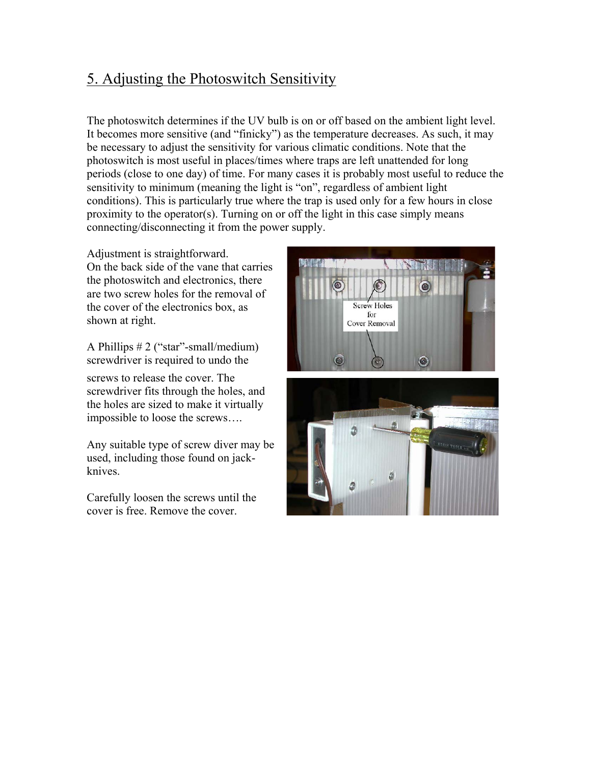## 5. Adjusting the Photoswitch Sensitivity

The photoswitch determines if the UV bulb is on or off based on the ambient light level. It becomes more sensitive (and "finicky") as the temperature decreases. As such, it may be necessary to adjust the sensitivity for various climatic conditions. Note that the photoswitch is most useful in places/times where traps are left unattended for long periods (close to one day) of time. For many cases it is probably most useful to reduce the sensitivity to minimum (meaning the light is "on", regardless of ambient light conditions). This is particularly true where the trap is used only for a few hours in close proximity to the operator(s). Turning on or off the light in this case simply means connecting/disconnecting it from the power supply.

Adjustment is straightforward.
On the back side of the vane that carries the photoswitch and electronics, there are two screw holes for the removal of the cover of the electronics box, as shown at right.

A Phillips # 2 ("star"-small/medium) screwdriver is required to undo the screws to release the cover. The screwdriver fits through the holes, and the holes are sized to make it virtually impossible to loose the screws….

Any suitable type of screw diver may be used, including those found on jack-knives.

Carefully loosen the screws until the cover is free. Remove the cover.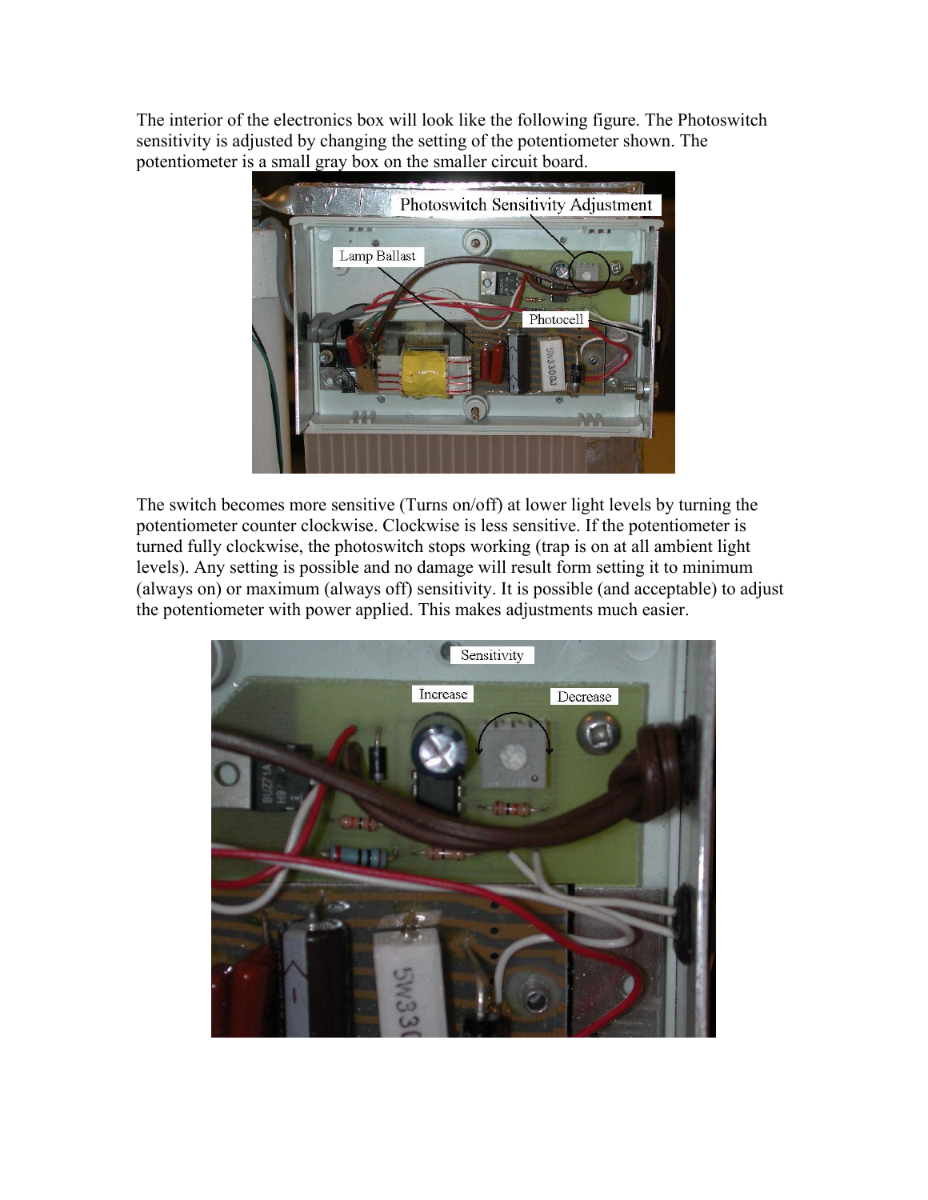The interior of the electronics box will look like the following figure. The Photoswitch sensitivity is adjusted by changing the setting of the potentiometer shown. The potentiometer is a small gray box on the smaller circuit board.

The switch becomes more sensitive (Turns on/off) at lower light levels by turning the potentiometer counter clockwise. Clockwise is less sensitive. If the potentiometer is turned fully clockwise, the photoswitch stops working (trap is on at all ambient light levels). Any setting is possible and no damage will result form setting it to minimum (always on) or maximum (always off) sensitivity. It is possible (and acceptable) to adjust the potentiometer with power applied. This makes adjustments much easier.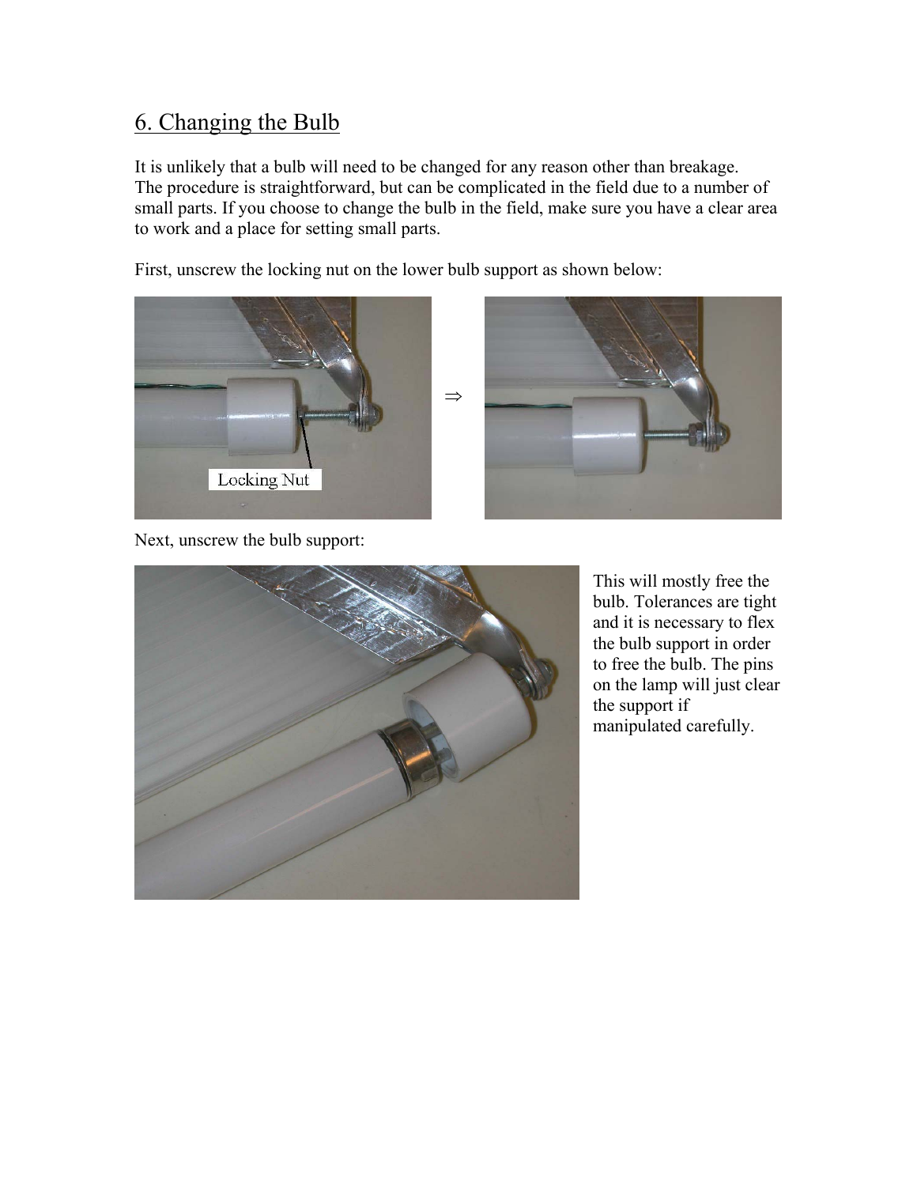## 6. Changing the Bulb

It is unlikely that a bulb will need to be changed for any reason other than breakage. The procedure is straightforward, but can be complicated in the field due to a number of small parts. If you choose to change the bulb in the field, make sure you have a clear area to work and a place for setting small parts.

First, unscrew the locking nut on the lower bulb support as shown below:

Next, unscrew the bulb support:

This will mostly free the bulb. Tolerances are tight and it is necessary to flex the bulb support in order to free the bulb. The pins on the lamp will just clear the support if manipulated carefully.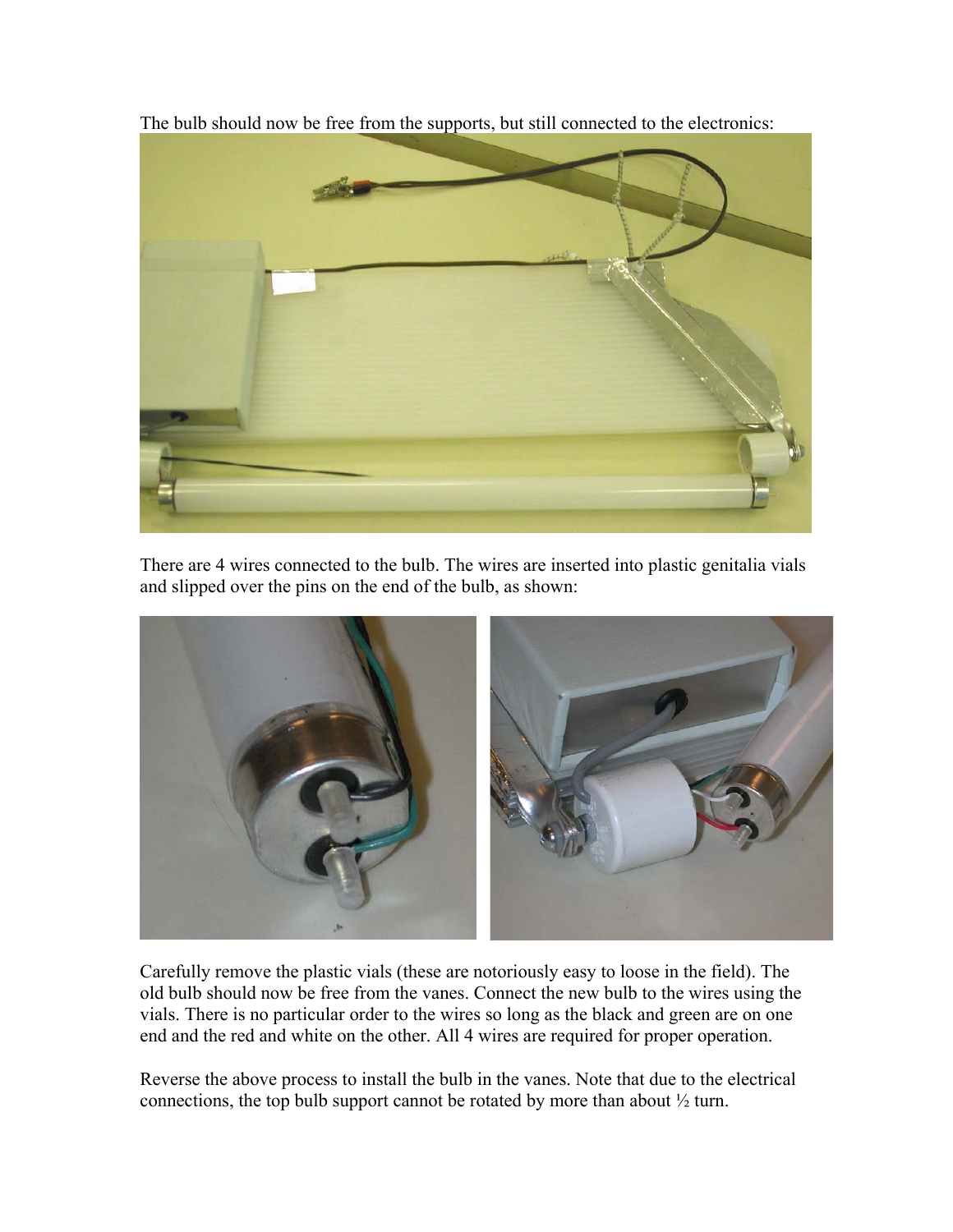The bulb should now be free from the supports, but still connected to the electronics:

There are 4 wires connected to the bulb. The wires are inserted into plastic genitalia vials and slipped over the pins on the end of the bulb, as shown:

Carefully remove the plastic vials (these are notoriously easy to loose in the field). The old bulb should now be free from the vanes. Connect the new bulb to the wires using the vials. There is no particular order to the wires so long as the black and green are on one end and the red and white on the other. All 4 wires are required for proper operation.

Reverse the above process to install the bulb in the vanes. Note that due to the electrical connections, the top bulb support cannot be rotated by more than about ½ turn.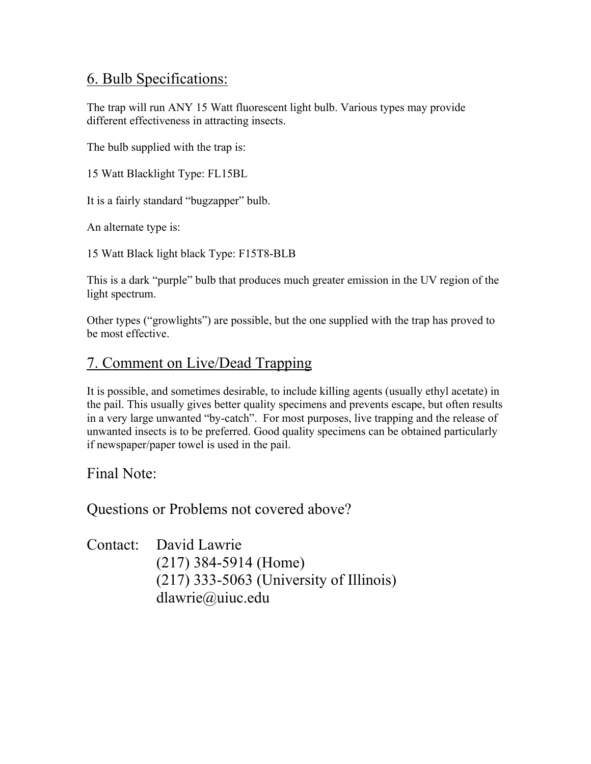## 6. Bulb Specifications:

The trap will run ANY 15 Watt fluorescent light bulb. Various types may provide different effectiveness in attracting insects.

The bulb supplied with the trap is:

15 Watt Blacklight Type: FL15BL

It is a fairly standard "bugzapper" bulb.

An alternate type is:

15 Watt Black light black Type: F15T8-BLB

This is a dark "purple" bulb that produces much greater emission in the UV region of the light spectrum.

Other types ("growlights") are possible, but the one supplied with the trap has proved to be most effective.

## 7. Comment on Live/Dead Trapping

It is possible, and sometimes desirable, to include killing agents (usually ethyl acetate) in the pail. This usually gives better quality specimens and prevents escape, but often results in a very large unwanted "by-catch". For most purposes, live trapping and the release of unwanted insects is to be preferred. Good quality specimens can be obtained particularly if newspaper/paper towel is used in the pail.

Final Note:

Questions or Problems not covered above?

Contact: David Lawrie
(217) 384-5914 (Home)
(217) 333-5063 (University of Illinois)
dlawrie@uiuc.edu